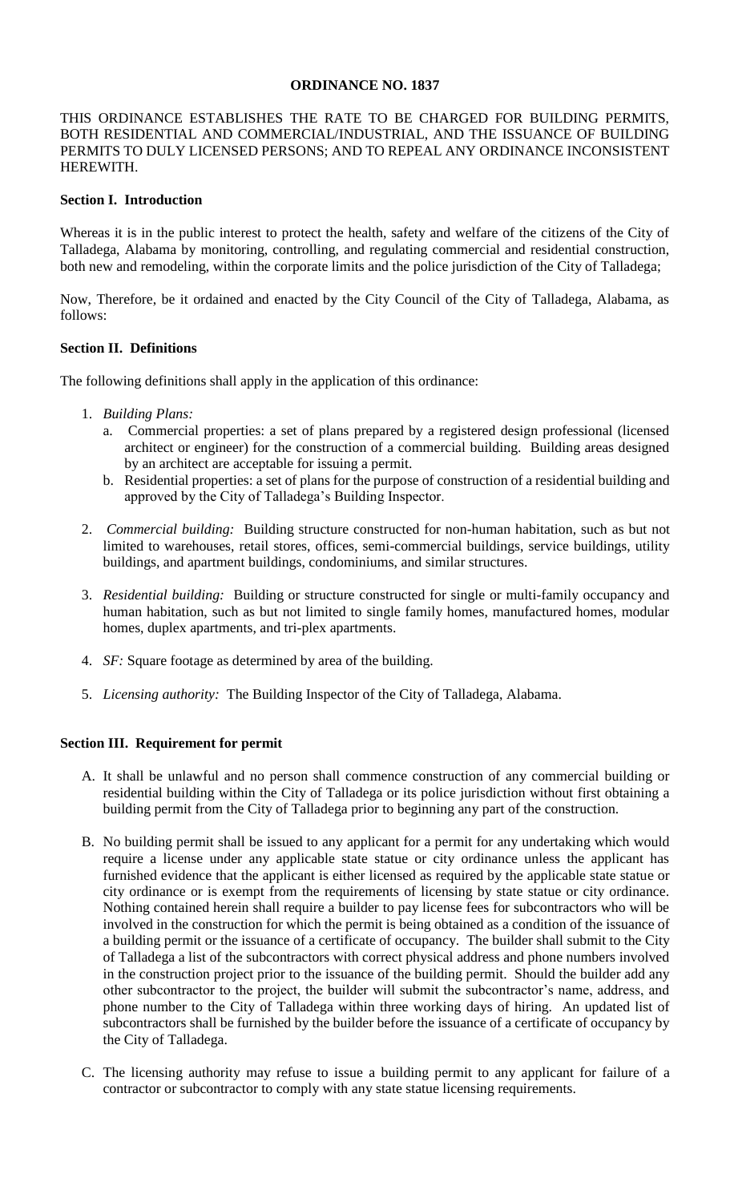# ORDINANCE NO. 1837

THIS ORDINANCE ESTABLISHES THE RATE TO BE CHARGED FOR BUILDING PERMITS, BOTH RESIDENTIAL AND COMMERCIAL/INDUSTRIAL, AND THE ISSUANCE OF BUILDING PERMITS TO DULY LICENSED PERSONS; AND TO REPEAL ANY ORDINANCE INCONSISTENT HEREWITH.

## Section I. Introduction

Whereas it is in the public interest to protect the health, safety and welfare of the citizens of the City of Talladega, Alabama by monitoring, controlling, and regulating commercial and residential construction, both new and remodeling, within the corporate limits and the police jurisdiction of the City of Talladega;

Now, Therefore, be it ordained and enacted by the City Council of the City of Talladega, Alabama, as follows:

## Section II. Definitions

The following definitions shall apply in the application of this ordinance:

1. *Building Plans:*
   a. Commercial properties: a set of plans prepared by a registered design professional (licensed architect or engineer) for the construction of a commercial building. Building areas designed by an architect are acceptable for issuing a permit.
   b. Residential properties: a set of plans for the purpose of construction of a residential building and approved by the City of Talladega's Building Inspector.

2. *Commercial building:* Building structure constructed for non-human habitation, such as but not limited to warehouses, retail stores, offices, semi-commercial buildings, service buildings, utility buildings, and apartment buildings, condominiums, and similar structures.

3. *Residential building:* Building or structure constructed for single or multi-family occupancy and human habitation, such as but not limited to single family homes, manufactured homes, modular homes, duplex apartments, and tri-plex apartments.

4. *SF:* Square footage as determined by area of the building.

5. *Licensing authority:* The Building Inspector of the City of Talladega, Alabama.

## Section III. Requirement for permit

A. It shall be unlawful and no person shall commence construction of any commercial building or residential building within the City of Talladega or its police jurisdiction without first obtaining a building permit from the City of Talladega prior to beginning any part of the construction.

B. No building permit shall be issued to any applicant for a permit for any undertaking which would require a license under any applicable state statue or city ordinance unless the applicant has furnished evidence that the applicant is either licensed as required by the applicable state statue or city ordinance or is exempt from the requirements of licensing by state statue or city ordinance. Nothing contained herein shall require a builder to pay license fees for subcontractors who will be involved in the construction for which the permit is being obtained as a condition of the issuance of a building permit or the issuance of a certificate of occupancy. The builder shall submit to the City of Talladega a list of the subcontractors with correct physical address and phone numbers involved in the construction project prior to the issuance of the building permit. Should the builder add any other subcontractor to the project, the builder will submit the subcontractor's name, address, and phone number to the City of Talladega within three working days of hiring. An updated list of subcontractors shall be furnished by the builder before the issuance of a certificate of occupancy by the City of Talladega.

C. The licensing authority may refuse to issue a building permit to any applicant for failure of a contractor or subcontractor to comply with any state statue licensing requirements.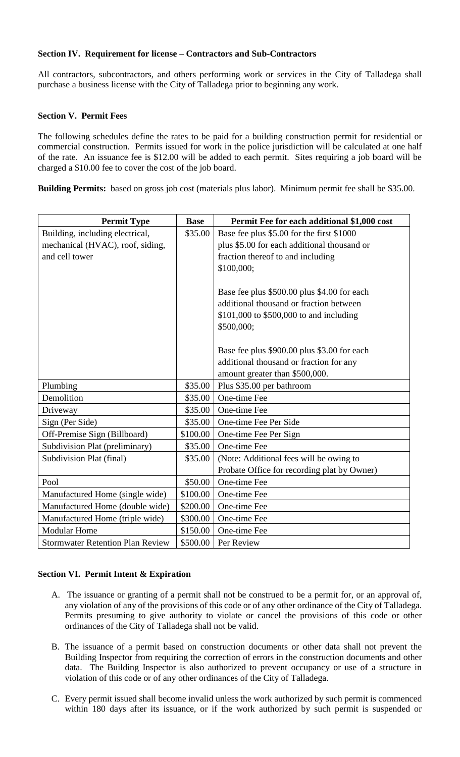**Section IV. Requirement for license – Contractors and Sub-Contractors**

All contractors, subcontractors, and others performing work or services in the City of Talladega shall purchase a business license with the City of Talladega prior to beginning any work.

**Section V. Permit Fees**

The following schedules define the rates to be paid for a building construction permit for residential or commercial construction. Permits issued for work in the police jurisdiction will be calculated at one half of the rate. An issuance fee is $12.00 will be added to each permit. Sites requiring a job board will be charged a $10.00 fee to cover the cost of the job board.

**Building Permits:** based on gross job cost (materials plus labor). Minimum permit fee shall be $35.00.

| Permit Type | Base | Permit Fee for each additional $1,000 cost |
|---|---|---|
| Building, including electrical, mechanical (HVAC), roof, siding, and cell tower | $35.00 | Base fee plus $5.00 for the first $1000 plus $5.00 for each additional thousand or fraction thereof to and including $100,000;<br><br>Base fee plus $500.00 plus $4.00 for each additional thousand or fraction between $101,000 to $500,000 to and including $500,000;<br><br>Base fee plus $900.00 plus $3.00 for each additional thousand or fraction for any amount greater than $500,000. |
| Plumbing | $35.00 | Plus $35.00 per bathroom |
| Demolition | $35.00 | One-time Fee |
| Driveway | $35.00 | One-time Fee |
| Sign (Per Side) | $35.00 | One-time Fee Per Side |
| Off-Premise Sign (Billboard) | $100.00 | One-time Fee Per Sign |
| Subdivision Plat (preliminary) | $35.00 | One-time Fee |
| Subdivision Plat (final) | $35.00 | (Note: Additional fees will be owing to Probate Office for recording plat by Owner) |
| Pool | $50.00 | One-time Fee |
| Manufactured Home (single wide) | $100.00 | One-time Fee |
| Manufactured Home (double wide) | $200.00 | One-time Fee |
| Manufactured Home (triple wide) | $300.00 | One-time Fee |
| Modular Home | $150.00 | One-time Fee |
| Stormwater Retention Plan Review | $500.00 | Per Review |

**Section VI. Permit Intent & Expiration**

A. The issuance or granting of a permit shall not be construed to be a permit for, or an approval of, any violation of any of the provisions of this code or of any other ordinance of the City of Talladega. Permits presuming to give authority to violate or cancel the provisions of this code or other ordinances of the City of Talladega shall not be valid.

B. The issuance of a permit based on construction documents or other data shall not prevent the Building Inspector from requiring the correction of errors in the construction documents and other data. The Building Inspector is also authorized to prevent occupancy or use of a structure in violation of this code or of any other ordinances of the City of Talladega.

C. Every permit issued shall become invalid unless the work authorized by such permit is commenced within 180 days after its issuance, or if the work authorized by such permit is suspended or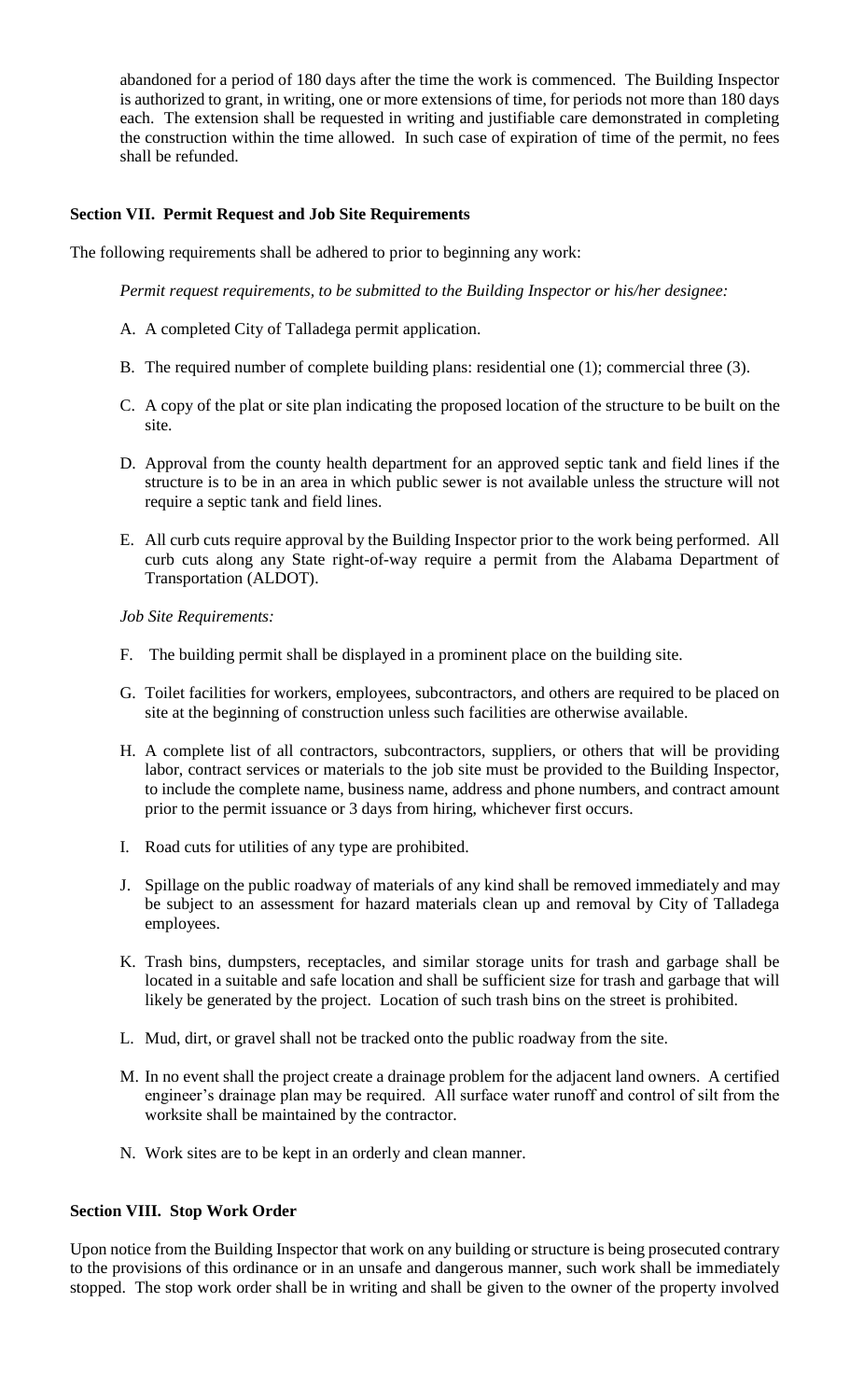abandoned for a period of 180 days after the time the work is commenced. The Building Inspector is authorized to grant, in writing, one or more extensions of time, for periods not more than 180 days each. The extension shall be requested in writing and justifiable care demonstrated in completing the construction within the time allowed. In such case of expiration of time of the permit, no fees shall be refunded.

**Section VII. Permit Request and Job Site Requirements**

The following requirements shall be adhered to prior to beginning any work:

*Permit request requirements, to be submitted to the Building Inspector or his/her designee:*

A. A completed City of Talladega permit application.

B. The required number of complete building plans: residential one (1); commercial three (3).

C. A copy of the plat or site plan indicating the proposed location of the structure to be built on the site.

D. Approval from the county health department for an approved septic tank and field lines if the structure is to be in an area in which public sewer is not available unless the structure will not require a septic tank and field lines.

E. All curb cuts require approval by the Building Inspector prior to the work being performed. All curb cuts along any State right-of-way require a permit from the Alabama Department of Transportation (ALDOT).

*Job Site Requirements:*

F. The building permit shall be displayed in a prominent place on the building site.

G. Toilet facilities for workers, employees, subcontractors, and others are required to be placed on site at the beginning of construction unless such facilities are otherwise available.

H. A complete list of all contractors, subcontractors, suppliers, or others that will be providing labor, contract services or materials to the job site must be provided to the Building Inspector, to include the complete name, business name, address and phone numbers, and contract amount prior to the permit issuance or 3 days from hiring, whichever first occurs.

I. Road cuts for utilities of any type are prohibited.

J. Spillage on the public roadway of materials of any kind shall be removed immediately and may be subject to an assessment for hazard materials clean up and removal by City of Talladega employees.

K. Trash bins, dumpsters, receptacles, and similar storage units for trash and garbage shall be located in a suitable and safe location and shall be sufficient size for trash and garbage that will likely be generated by the project. Location of such trash bins on the street is prohibited.

L. Mud, dirt, or gravel shall not be tracked onto the public roadway from the site.

M. In no event shall the project create a drainage problem for the adjacent land owners. A certified engineer's drainage plan may be required. All surface water runoff and control of silt from the worksite shall be maintained by the contractor.

N. Work sites are to be kept in an orderly and clean manner.

**Section VIII. Stop Work Order**

Upon notice from the Building Inspector that work on any building or structure is being prosecuted contrary to the provisions of this ordinance or in an unsafe and dangerous manner, such work shall be immediately stopped. The stop work order shall be in writing and shall be given to the owner of the property involved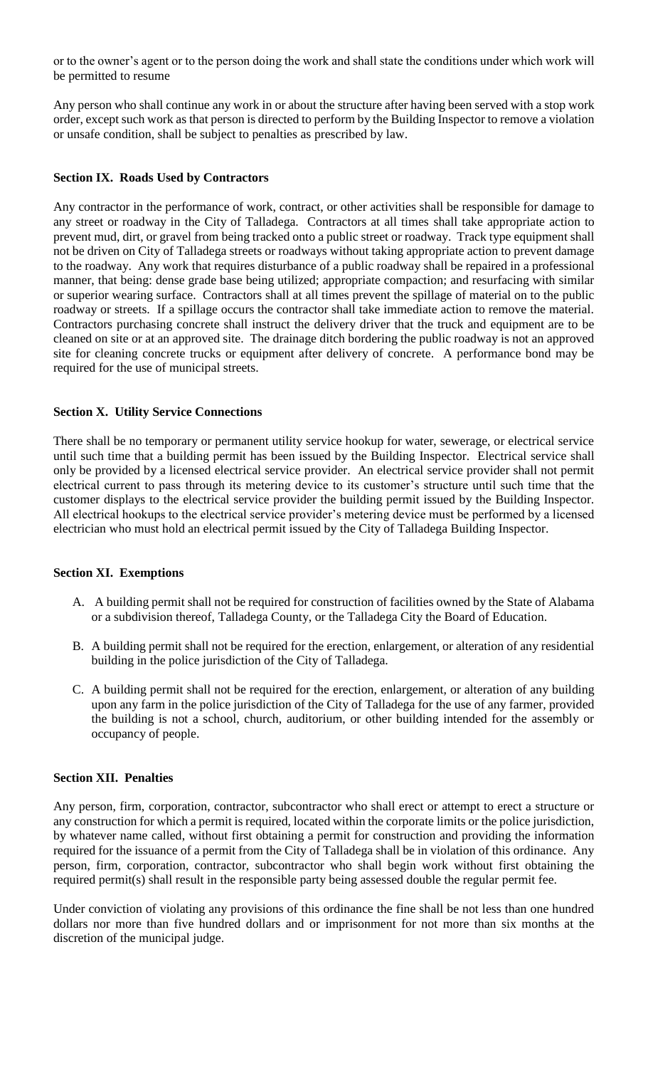or to the owner's agent or to the person doing the work and shall state the conditions under which work will be permitted to resume

Any person who shall continue any work in or about the structure after having been served with a stop work order, except such work as that person is directed to perform by the Building Inspector to remove a violation or unsafe condition, shall be subject to penalties as prescribed by law.

**Section IX. Roads Used by Contractors**

Any contractor in the performance of work, contract, or other activities shall be responsible for damage to any street or roadway in the City of Talladega. Contractors at all times shall take appropriate action to prevent mud, dirt, or gravel from being tracked onto a public street or roadway. Track type equipment shall not be driven on City of Talladega streets or roadways without taking appropriate action to prevent damage to the roadway. Any work that requires disturbance of a public roadway shall be repaired in a professional manner, that being: dense grade base being utilized; appropriate compaction; and resurfacing with similar or superior wearing surface. Contractors shall at all times prevent the spillage of material on to the public roadway or streets. If a spillage occurs the contractor shall take immediate action to remove the material. Contractors purchasing concrete shall instruct the delivery driver that the truck and equipment are to be cleaned on site or at an approved site. The drainage ditch bordering the public roadway is not an approved site for cleaning concrete trucks or equipment after delivery of concrete. A performance bond may be required for the use of municipal streets.

**Section X. Utility Service Connections**

There shall be no temporary or permanent utility service hookup for water, sewerage, or electrical service until such time that a building permit has been issued by the Building Inspector. Electrical service shall only be provided by a licensed electrical service provider. An electrical service provider shall not permit electrical current to pass through its metering device to its customer's structure until such time that the customer displays to the electrical service provider the building permit issued by the Building Inspector. All electrical hookups to the electrical service provider's metering device must be performed by a licensed electrician who must hold an electrical permit issued by the City of Talladega Building Inspector.

**Section XI. Exemptions**

A. A building permit shall not be required for construction of facilities owned by the State of Alabama or a subdivision thereof, Talladega County, or the Talladega City the Board of Education.

B. A building permit shall not be required for the erection, enlargement, or alteration of any residential building in the police jurisdiction of the City of Talladega.

C. A building permit shall not be required for the erection, enlargement, or alteration of any building upon any farm in the police jurisdiction of the City of Talladega for the use of any farmer, provided the building is not a school, church, auditorium, or other building intended for the assembly or occupancy of people.

**Section XII. Penalties**

Any person, firm, corporation, contractor, subcontractor who shall erect or attempt to erect a structure or any construction for which a permit is required, located within the corporate limits or the police jurisdiction, by whatever name called, without first obtaining a permit for construction and providing the information required for the issuance of a permit from the City of Talladega shall be in violation of this ordinance. Any person, firm, corporation, contractor, subcontractor who shall begin work without first obtaining the required permit(s) shall result in the responsible party being assessed double the regular permit fee.

Under conviction of violating any provisions of this ordinance the fine shall be not less than one hundred dollars nor more than five hundred dollars and or imprisonment for not more than six months at the discretion of the municipal judge.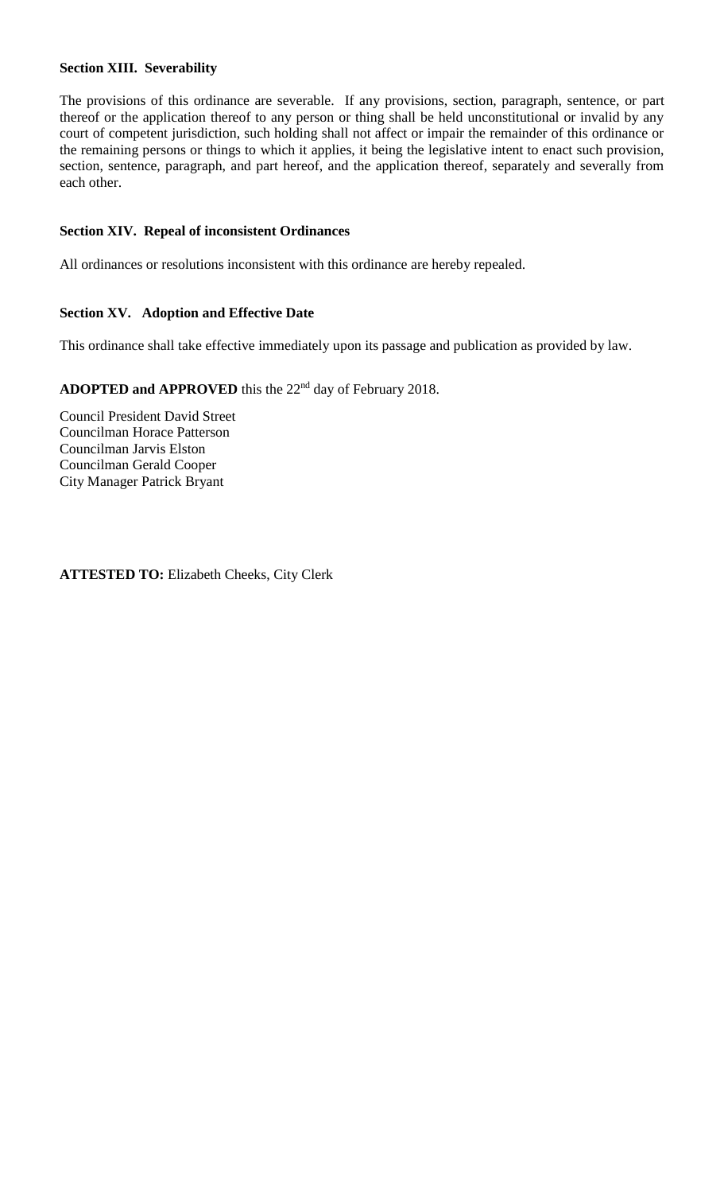**Section XIII. Severability**

The provisions of this ordinance are severable. If any provisions, section, paragraph, sentence, or part thereof or the application thereof to any person or thing shall be held unconstitutional or invalid by any court of competent jurisdiction, such holding shall not affect or impair the remainder of this ordinance or the remaining persons or things to which it applies, it being the legislative intent to enact such provision, section, sentence, paragraph, and part hereof, and the application thereof, separately and severally from each other.

**Section XIV. Repeal of inconsistent Ordinances**

All ordinances or resolutions inconsistent with this ordinance are hereby repealed.

**Section XV. Adoption and Effective Date**

This ordinance shall take effective immediately upon its passage and publication as provided by law.

**ADOPTED and APPROVED** this the 22nd day of February 2018.

Council President David Street
Councilman Horace Patterson
Councilman Jarvis Elston
Councilman Gerald Cooper
City Manager Patrick Bryant

**ATTESTED TO:** Elizabeth Cheeks, City Clerk